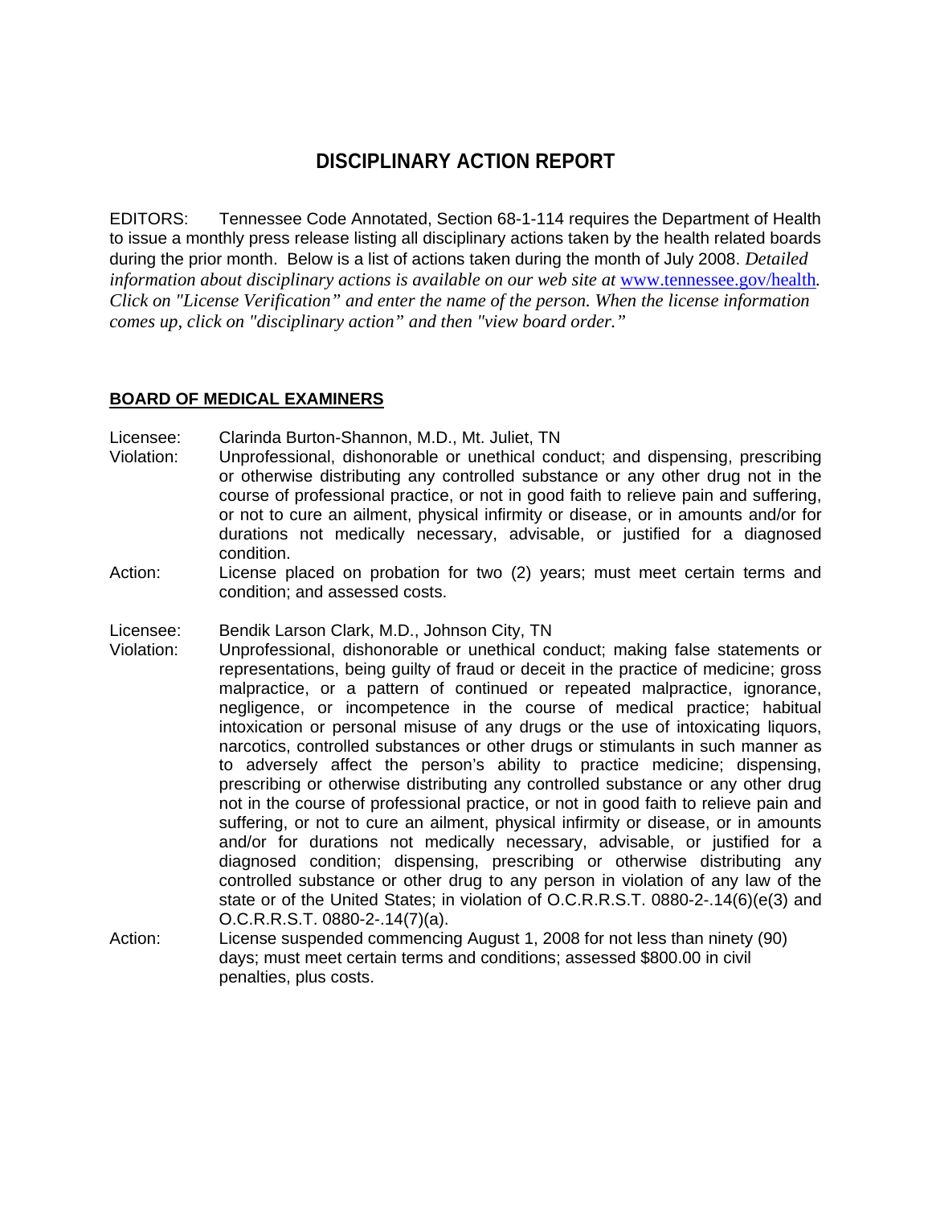# DISCIPLINARY ACTION REPORT

EDITORS: Tennessee Code Annotated, Section 68-1-114 requires the Department of Health to issue a monthly press release listing all disciplinary actions taken by the health related boards during the prior month. Below is a list of actions taken during the month of July 2008. *Detailed information about disciplinary actions is available on our web site at* www.tennessee.gov/health*. Click on "License Verification" and enter the name of the person. When the license information comes up, click on "disciplinary action" and then "view board order."*

## BOARD OF MEDICAL EXAMINERS

Licensee: Clarinda Burton-Shannon, M.D., Mt. Juliet, TN
Violation: Unprofessional, dishonorable or unethical conduct; and dispensing, prescribing or otherwise distributing any controlled substance or any other drug not in the course of professional practice, or not in good faith to relieve pain and suffering, or not to cure an ailment, physical infirmity or disease, or in amounts and/or for durations not medically necessary, advisable, or justified for a diagnosed condition.
Action: License placed on probation for two (2) years; must meet certain terms and condition; and assessed costs.

Licensee: Bendik Larson Clark, M.D., Johnson City, TN
Violation: Unprofessional, dishonorable or unethical conduct; making false statements or representations, being guilty of fraud or deceit in the practice of medicine; gross malpractice, or a pattern of continued or repeated malpractice, ignorance, negligence, or incompetence in the course of medical practice; habitual intoxication or personal misuse of any drugs or the use of intoxicating liquors, narcotics, controlled substances or other drugs or stimulants in such manner as to adversely affect the person's ability to practice medicine; dispensing, prescribing or otherwise distributing any controlled substance or any other drug not in the course of professional practice, or not in good faith to relieve pain and suffering, or not to cure an ailment, physical infirmity or disease, or in amounts and/or for durations not medically necessary, advisable, or justified for a diagnosed condition; dispensing, prescribing or otherwise distributing any controlled substance or other drug to any person in violation of any law of the state or of the United States; in violation of O.C.R.R.S.T. 0880-2-.14(6)(e(3) and O.C.R.R.S.T. 0880-2-.14(7)(a).
Action: License suspended commencing August 1, 2008 for not less than ninety (90) days; must meet certain terms and conditions; assessed $800.00 in civil penalties, plus costs.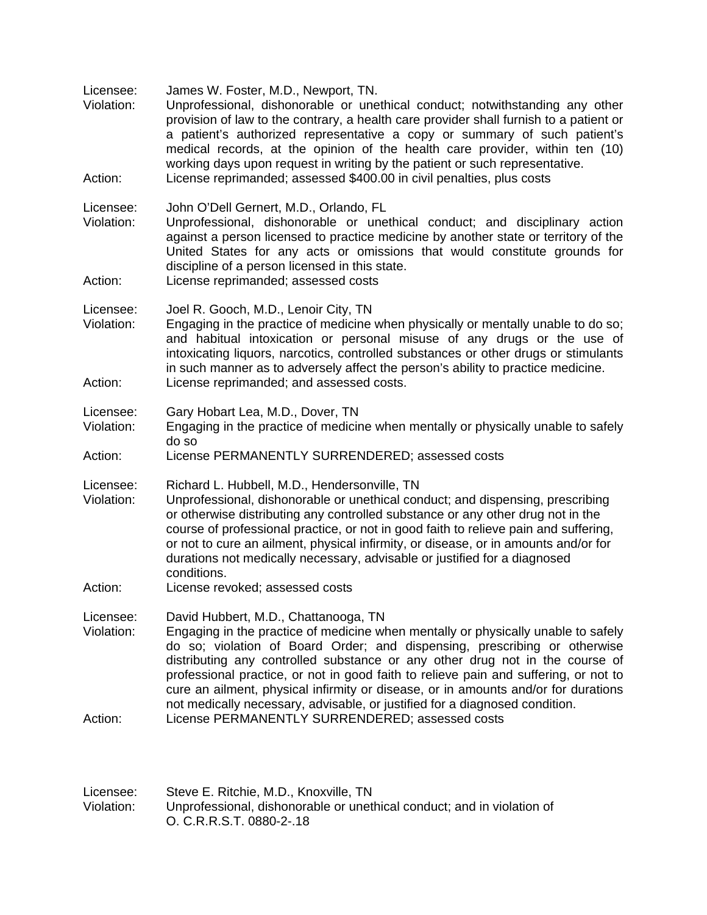Licensee: James W. Foster, M.D., Newport, TN.
Violation: Unprofessional, dishonorable or unethical conduct; notwithstanding any other provision of law to the contrary, a health care provider shall furnish to a patient or a patient's authorized representative a copy or summary of such patient's medical records, at the opinion of the health care provider, within ten (10) working days upon request in writing by the patient or such representative.
Action: License reprimanded; assessed $400.00 in civil penalties, plus costs

Licensee: John O'Dell Gernert, M.D., Orlando, FL
Violation: Unprofessional, dishonorable or unethical conduct; and disciplinary action against a person licensed to practice medicine by another state or territory of the United States for any acts or omissions that would constitute grounds for discipline of a person licensed in this state.
Action: License reprimanded; assessed costs

Licensee: Joel R. Gooch, M.D., Lenoir City, TN
Violation: Engaging in the practice of medicine when physically or mentally unable to do so; and habitual intoxication or personal misuse of any drugs or the use of intoxicating liquors, narcotics, controlled substances or other drugs or stimulants in such manner as to adversely affect the person's ability to practice medicine.
Action: License reprimanded; and assessed costs.

Licensee: Gary Hobart Lea, M.D., Dover, TN
Violation: Engaging in the practice of medicine when mentally or physically unable to safely do so
Action: License PERMANENTLY SURRENDERED; assessed costs

Licensee: Richard L. Hubbell, M.D., Hendersonville, TN
Violation: Unprofessional, dishonorable or unethical conduct; and dispensing, prescribing or otherwise distributing any controlled substance or any other drug not in the course of professional practice, or not in good faith to relieve pain and suffering, or not to cure an ailment, physical infirmity, or disease, or in amounts and/or for durations not medically necessary, advisable or justified for a diagnosed conditions.
Action: License revoked; assessed costs

Licensee: David Hubbert, M.D., Chattanooga, TN
Violation: Engaging in the practice of medicine when mentally or physically unable to safely do so; violation of Board Order; and dispensing, prescribing or otherwise distributing any controlled substance or any other drug not in the course of professional practice, or not in good faith to relieve pain and suffering, or not to cure an ailment, physical infirmity or disease, or in amounts and/or for durations not medically necessary, advisable, or justified for a diagnosed condition.
Action: License PERMANENTLY SURRENDERED; assessed costs

Licensee: Steve E. Ritchie, M.D., Knoxville, TN
Violation: Unprofessional, dishonorable or unethical conduct; and in violation of O. C.R.R.S.T. 0880-2-.18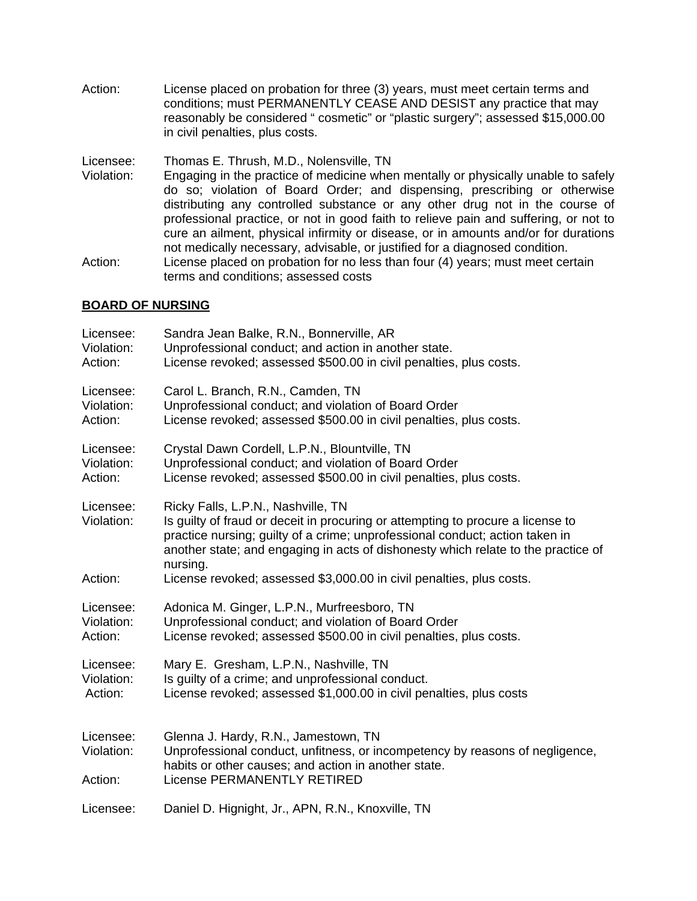Action: License placed on probation for three (3) years, must meet certain terms and conditions; must PERMANENTLY CEASE AND DESIST any practice that may reasonably be considered " cosmetic" or "plastic surgery"; assessed $15,000.00 in civil penalties, plus costs.

Licensee: Thomas E. Thrush, M.D., Nolensville, TN
Violation: Engaging in the practice of medicine when mentally or physically unable to safely do so; violation of Board Order; and dispensing, prescribing or otherwise distributing any controlled substance or any other drug not in the course of professional practice, or not in good faith to relieve pain and suffering, or not to cure an ailment, physical infirmity or disease, or in amounts and/or for durations not medically necessary, advisable, or justified for a diagnosed condition.
Action: License placed on probation for no less than four (4) years; must meet certain terms and conditions; assessed costs

## BOARD OF NURSING

Licensee: Sandra Jean Balke, R.N., Bonnerville, AR
Violation: Unprofessional conduct; and action in another state.
Action: License revoked; assessed $500.00 in civil penalties, plus costs.

Licensee: Carol L. Branch, R.N., Camden, TN
Violation: Unprofessional conduct; and violation of Board Order
Action: License revoked; assessed $500.00 in civil penalties, plus costs.

Licensee: Crystal Dawn Cordell, L.P.N., Blountville, TN
Violation: Unprofessional conduct; and violation of Board Order
Action: License revoked; assessed $500.00 in civil penalties, plus costs.

Licensee: Ricky Falls, L.P.N., Nashville, TN
Violation: Is guilty of fraud or deceit in procuring or attempting to procure a license to practice nursing; guilty of a crime; unprofessional conduct; action taken in another state; and engaging in acts of dishonesty which relate to the practice of nursing.
Action: License revoked; assessed $3,000.00 in civil penalties, plus costs.

Licensee: Adonica M. Ginger, L.P.N., Murfreesboro, TN
Violation: Unprofessional conduct; and violation of Board Order
Action: License revoked; assessed $500.00 in civil penalties, plus costs.

Licensee: Mary E. Gresham, L.P.N., Nashville, TN
Violation: Is guilty of a crime; and unprofessional conduct.
Action: License revoked; assessed $1,000.00 in civil penalties, plus costs

Licensee: Glenna J. Hardy, R.N., Jamestown, TN
Violation: Unprofessional conduct, unfitness, or incompetency by reasons of negligence, habits or other causes; and action in another state.
Action: License PERMANENTLY RETIRED

Licensee: Daniel D. Hignight, Jr., APN, R.N., Knoxville, TN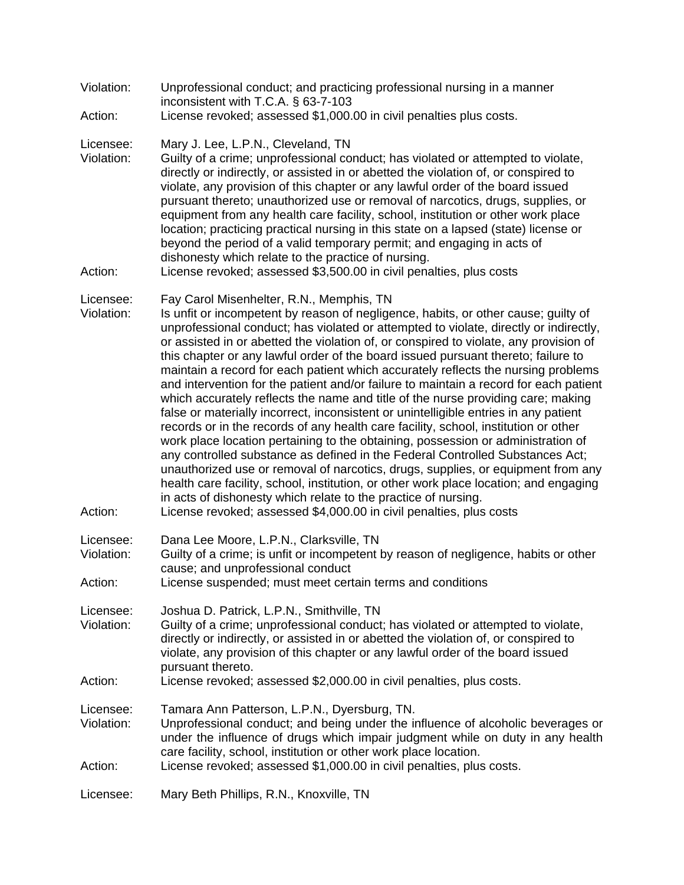Violation: Unprofessional conduct; and practicing professional nursing in a manner inconsistent with T.C.A. § 63-7-103
Action: License revoked; assessed $1,000.00 in civil penalties plus costs.

Licensee: Mary J. Lee, L.P.N., Cleveland, TN
Violation: Guilty of a crime; unprofessional conduct; has violated or attempted to violate, directly or indirectly, or assisted in or abetted the violation of, or conspired to violate, any provision of this chapter or any lawful order of the board issued pursuant thereto; unauthorized use or removal of narcotics, drugs, supplies, or equipment from any health care facility, school, institution or other work place location; practicing practical nursing in this state on a lapsed (state) license or beyond the period of a valid temporary permit; and engaging in acts of dishonesty which relate to the practice of nursing.
Action: License revoked; assessed $3,500.00 in civil penalties, plus costs

Licensee: Fay Carol Misenhelter, R.N., Memphis, TN
Violation: Is unfit or incompetent by reason of negligence, habits, or other cause; guilty of unprofessional conduct; has violated or attempted to violate, directly or indirectly, or assisted in or abetted the violation of, or conspired to violate, any provision of this chapter or any lawful order of the board issued pursuant thereto; failure to maintain a record for each patient which accurately reflects the nursing problems and intervention for the patient and/or failure to maintain a record for each patient which accurately reflects the name and title of the nurse providing care; making false or materially incorrect, inconsistent or unintelligible entries in any patient records or in the records of any health care facility, school, institution or other work place location pertaining to the obtaining, possession or administration of any controlled substance as defined in the Federal Controlled Substances Act; unauthorized use or removal of narcotics, drugs, supplies, or equipment from any health care facility, school, institution, or other work place location; and engaging in acts of dishonesty which relate to the practice of nursing.
Action: License revoked; assessed $4,000.00 in civil penalties, plus costs

Licensee: Dana Lee Moore, L.P.N., Clarksville, TN
Violation: Guilty of a crime; is unfit or incompetent by reason of negligence, habits or other cause; and unprofessional conduct
Action: License suspended; must meet certain terms and conditions

Licensee: Joshua D. Patrick, L.P.N., Smithville, TN
Violation: Guilty of a crime; unprofessional conduct; has violated or attempted to violate, directly or indirectly, or assisted in or abetted the violation of, or conspired to violate, any provision of this chapter or any lawful order of the board issued pursuant thereto.
Action: License revoked; assessed $2,000.00 in civil penalties, plus costs.

Licensee: Tamara Ann Patterson, L.P.N., Dyersburg, TN.
Violation: Unprofessional conduct; and being under the influence of alcoholic beverages or under the influence of drugs which impair judgment while on duty in any health care facility, school, institution or other work place location.
Action: License revoked; assessed $1,000.00 in civil penalties, plus costs.

Licensee: Mary Beth Phillips, R.N., Knoxville, TN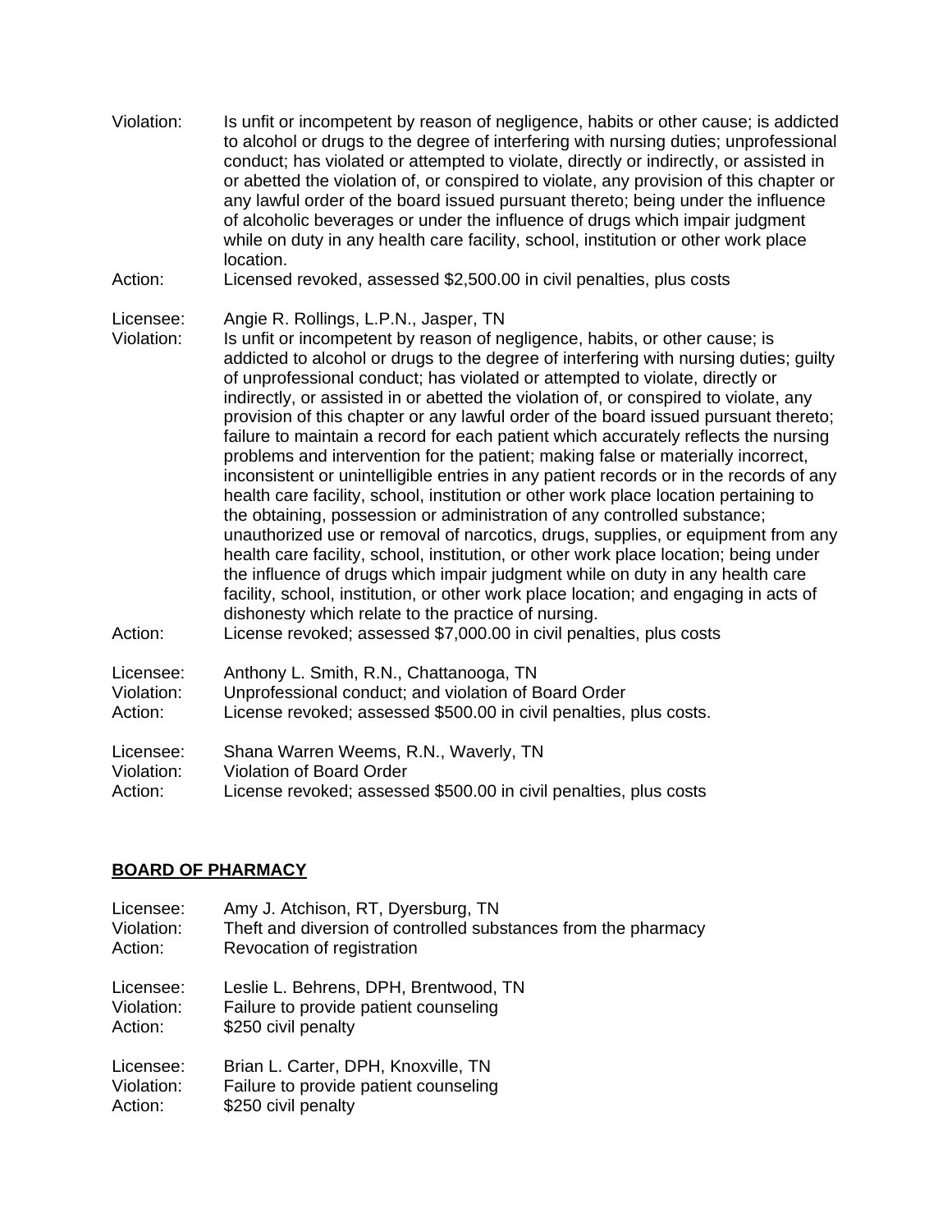Violation: Is unfit or incompetent by reason of negligence, habits or other cause; is addicted to alcohol or drugs to the degree of interfering with nursing duties; unprofessional conduct; has violated or attempted to violate, directly or indirectly, or assisted in or abetted the violation of, or conspired to violate, any provision of this chapter or any lawful order of the board issued pursuant thereto; being under the influence of alcoholic beverages or under the influence of drugs which impair judgment while on duty in any health care facility, school, institution or other work place location.
Action: Licensed revoked, assessed $2,500.00 in civil penalties, plus costs

Licensee: Angie R. Rollings, L.P.N., Jasper, TN
Violation: Is unfit or incompetent by reason of negligence, habits, or other cause; is addicted to alcohol or drugs to the degree of interfering with nursing duties; guilty of unprofessional conduct; has violated or attempted to violate, directly or indirectly, or assisted in or abetted the violation of, or conspired to violate, any provision of this chapter or any lawful order of the board issued pursuant thereto; failure to maintain a record for each patient which accurately reflects the nursing problems and intervention for the patient; making false or materially incorrect, inconsistent or unintelligible entries in any patient records or in the records of any health care facility, school, institution or other work place location pertaining to the obtaining, possession or administration of any controlled substance; unauthorized use or removal of narcotics, drugs, supplies, or equipment from any health care facility, school, institution, or other work place location; being under the influence of drugs which impair judgment while on duty in any health care facility, school, institution, or other work place location; and engaging in acts of dishonesty which relate to the practice of nursing.
Action: License revoked; assessed $7,000.00 in civil penalties, plus costs

Licensee: Anthony L. Smith, R.N., Chattanooga, TN
Violation: Unprofessional conduct; and violation of Board Order
Action: License revoked; assessed $500.00 in civil penalties, plus costs.

Licensee: Shana Warren Weems, R.N., Waverly, TN
Violation: Violation of Board Order
Action: License revoked; assessed $500.00 in civil penalties, plus costs

## BOARD OF PHARMACY

Licensee: Amy J. Atchison, RT, Dyersburg, TN
Violation: Theft and diversion of controlled substances from the pharmacy
Action: Revocation of registration

Licensee: Leslie L. Behrens, DPH, Brentwood, TN
Violation: Failure to provide patient counseling
Action: $250 civil penalty

Licensee: Brian L. Carter, DPH, Knoxville, TN
Violation: Failure to provide patient counseling
Action: $250 civil penalty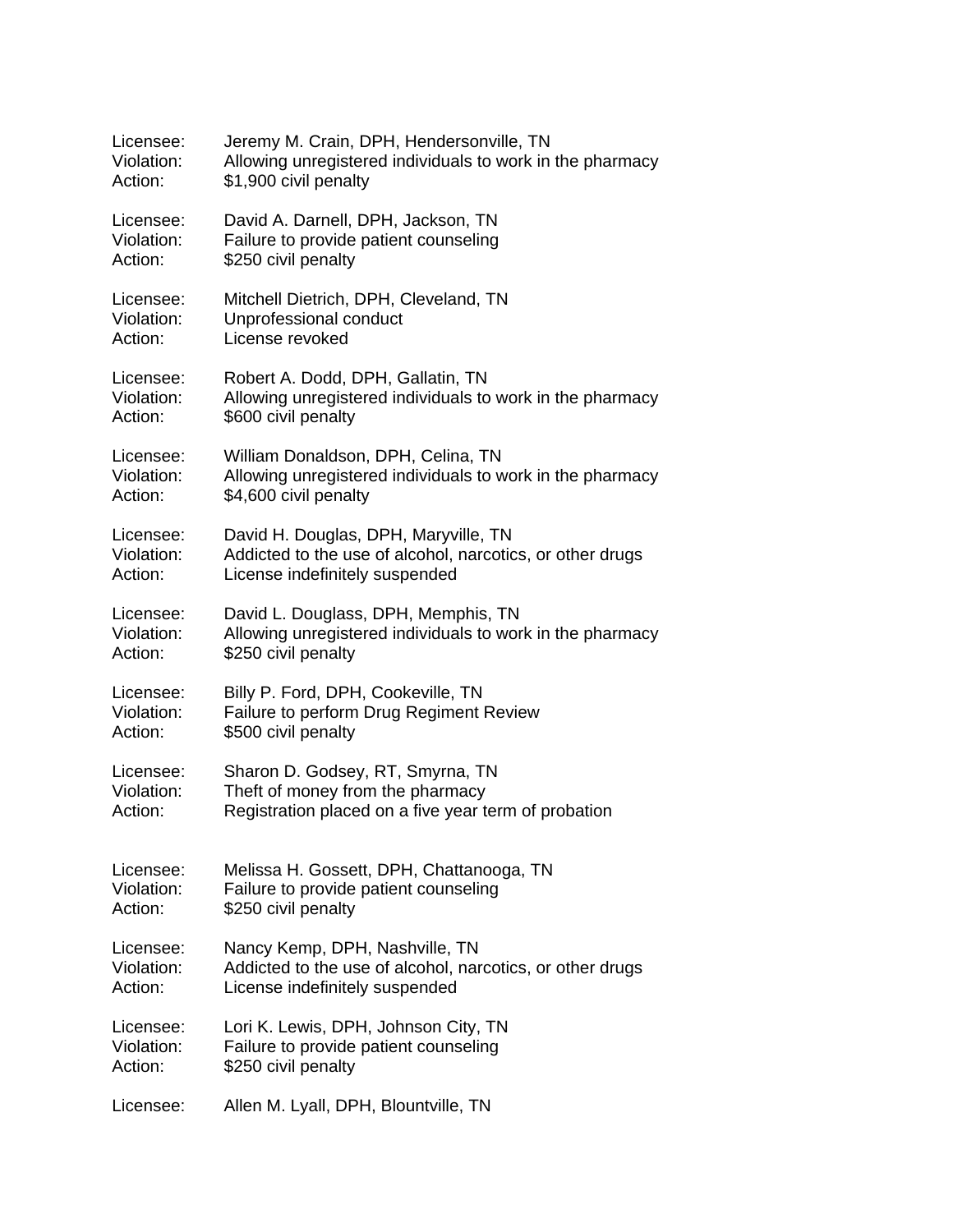Licensee: Jeremy M. Crain, DPH, Hendersonville, TN
Violation: Allowing unregistered individuals to work in the pharmacy
Action: $1,900 civil penalty

Licensee: David A. Darnell, DPH, Jackson, TN
Violation: Failure to provide patient counseling
Action: $250 civil penalty

Licensee: Mitchell Dietrich, DPH, Cleveland, TN
Violation: Unprofessional conduct
Action: License revoked

Licensee: Robert A. Dodd, DPH, Gallatin, TN
Violation: Allowing unregistered individuals to work in the pharmacy
Action: $600 civil penalty

Licensee: William Donaldson, DPH, Celina, TN
Violation: Allowing unregistered individuals to work in the pharmacy
Action: $4,600 civil penalty

Licensee: David H. Douglas, DPH, Maryville, TN
Violation: Addicted to the use of alcohol, narcotics, or other drugs
Action: License indefinitely suspended

Licensee: David L. Douglass, DPH, Memphis, TN
Violation: Allowing unregistered individuals to work in the pharmacy
Action: $250 civil penalty

Licensee: Billy P. Ford, DPH, Cookeville, TN
Violation: Failure to perform Drug Regiment Review
Action: $500 civil penalty

Licensee: Sharon D. Godsey, RT, Smyrna, TN
Violation: Theft of money from the pharmacy
Action: Registration placed on a five year term of probation

Licensee: Melissa H. Gossett, DPH, Chattanooga, TN
Violation: Failure to provide patient counseling
Action: $250 civil penalty

Licensee: Nancy Kemp, DPH, Nashville, TN
Violation: Addicted to the use of alcohol, narcotics, or other drugs
Action: License indefinitely suspended

Licensee: Lori K. Lewis, DPH, Johnson City, TN
Violation: Failure to provide patient counseling
Action: $250 civil penalty

Licensee: Allen M. Lyall, DPH, Blountville, TN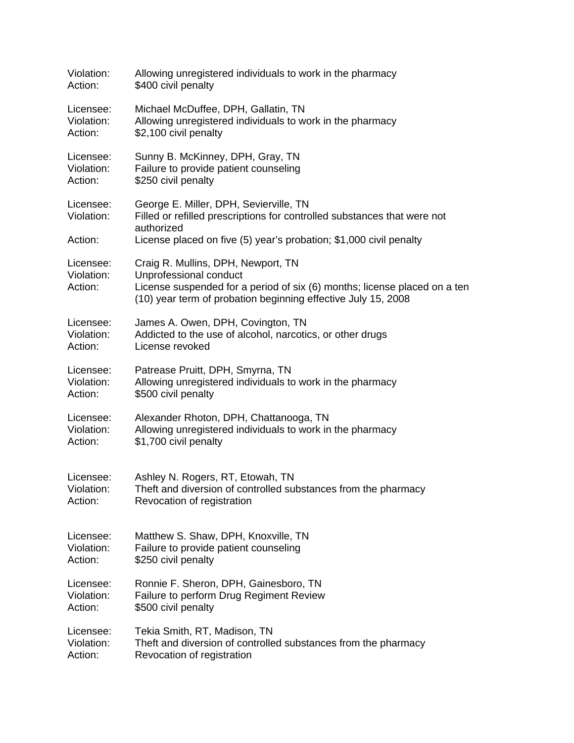Violation: Allowing unregistered individuals to work in the pharmacy
Action: $400 civil penalty

Licensee: Michael McDuffee, DPH, Gallatin, TN
Violation: Allowing unregistered individuals to work in the pharmacy
Action: $2,100 civil penalty

Licensee: Sunny B. McKinney, DPH, Gray, TN
Violation: Failure to provide patient counseling
Action: $250 civil penalty

Licensee: George E. Miller, DPH, Sevierville, TN
Violation: Filled or refilled prescriptions for controlled substances that were not authorized
Action: License placed on five (5) year's probation; $1,000 civil penalty

Licensee: Craig R. Mullins, DPH, Newport, TN
Violation: Unprofessional conduct
Action: License suspended for a period of six (6) months; license placed on a ten (10) year term of probation beginning effective July 15, 2008

Licensee: James A. Owen, DPH, Covington, TN
Violation: Addicted to the use of alcohol, narcotics, or other drugs
Action: License revoked

Licensee: Patrease Pruitt, DPH, Smyrna, TN
Violation: Allowing unregistered individuals to work in the pharmacy
Action: $500 civil penalty

Licensee: Alexander Rhoton, DPH, Chattanooga, TN
Violation: Allowing unregistered individuals to work in the pharmacy
Action: $1,700 civil penalty

Licensee: Ashley N. Rogers, RT, Etowah, TN
Violation: Theft and diversion of controlled substances from the pharmacy
Action: Revocation of registration

Licensee: Matthew S. Shaw, DPH, Knoxville, TN
Violation: Failure to provide patient counseling
Action: $250 civil penalty

Licensee: Ronnie F. Sheron, DPH, Gainesboro, TN
Violation: Failure to perform Drug Regiment Review
Action: $500 civil penalty

Licensee: Tekia Smith, RT, Madison, TN
Violation: Theft and diversion of controlled substances from the pharmacy
Action: Revocation of registration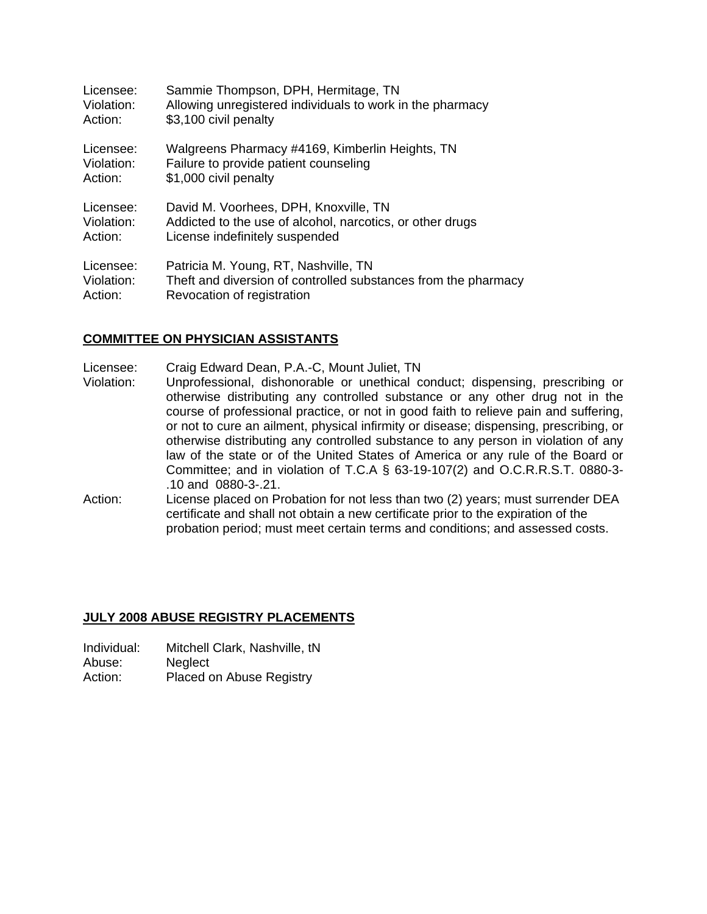Licensee: Sammie Thompson, DPH, Hermitage, TN
Violation: Allowing unregistered individuals to work in the pharmacy
Action: $3,100 civil penalty

Licensee: Walgreens Pharmacy #4169, Kimberlin Heights, TN
Violation: Failure to provide patient counseling
Action: $1,000 civil penalty

Licensee: David M. Voorhees, DPH, Knoxville, TN
Violation: Addicted to the use of alcohol, narcotics, or other drugs
Action: License indefinitely suspended

Licensee: Patricia M. Young, RT, Nashville, TN
Violation: Theft and diversion of controlled substances from the pharmacy
Action: Revocation of registration

## COMMITTEE ON PHYSICIAN ASSISTANTS

Licensee: Craig Edward Dean, P.A.-C, Mount Juliet, TN
Violation: Unprofessional, dishonorable or unethical conduct; dispensing, prescribing or otherwise distributing any controlled substance or any other drug not in the course of professional practice, or not in good faith to relieve pain and suffering, or not to cure an ailment, physical infirmity or disease; dispensing, prescribing, or otherwise distributing any controlled substance to any person in violation of any law of the state or of the United States of America or any rule of the Board or Committee; and in violation of T.C.A § 63-19-107(2) and O.C.R.R.S.T. 0880-3-.10 and 0880-3-.21.
Action: License placed on Probation for not less than two (2) years; must surrender DEA certificate and shall not obtain a new certificate prior to the expiration of the probation period; must meet certain terms and conditions; and assessed costs.

## JULY 2008 ABUSE REGISTRY PLACEMENTS

Individual: Mitchell Clark, Nashville, tN
Abuse: Neglect
Action: Placed on Abuse Registry